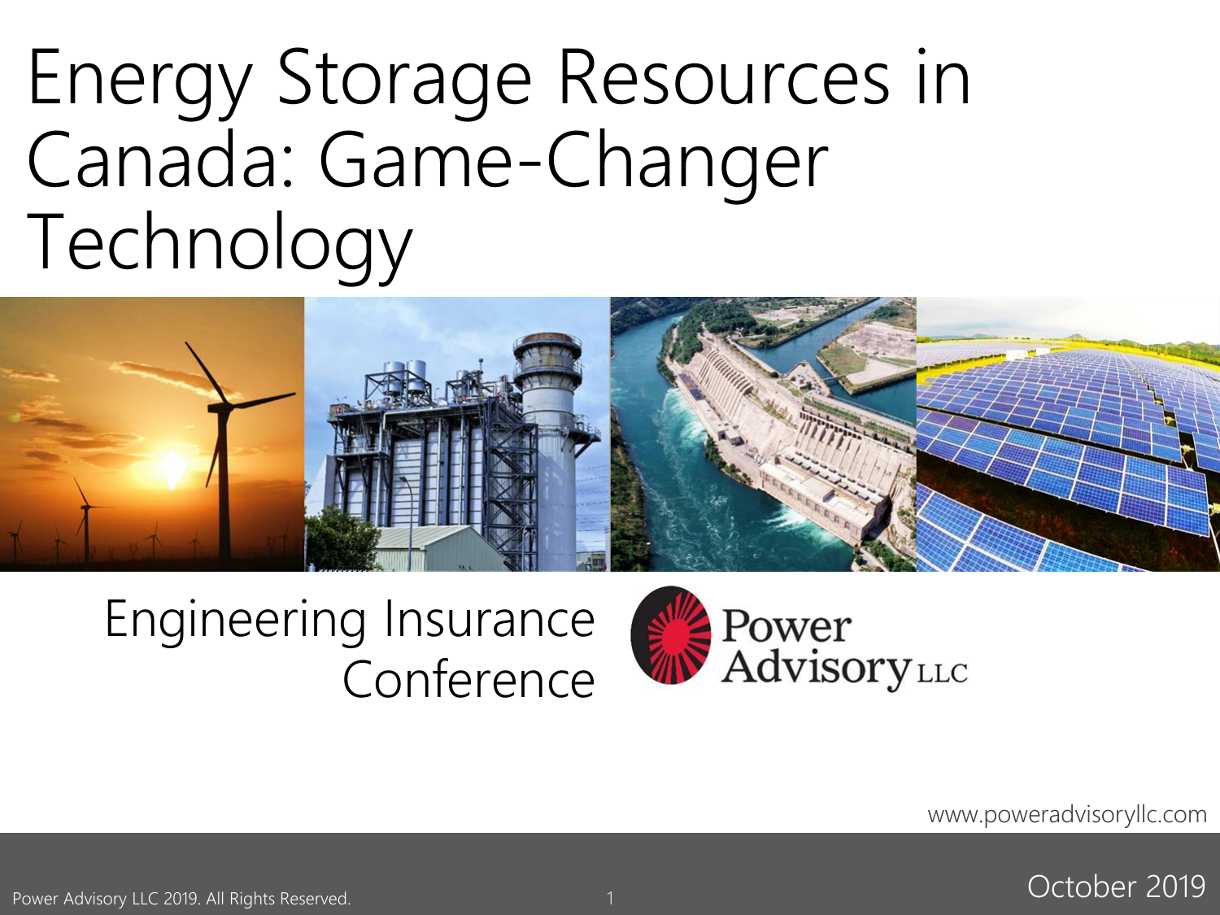# Energy Storage Resources in Canada: Game-Changer Technology

Engineering Insurance Conference

Power Advisory LLC

www.poweradvisoryllc.com

Power Advisory LLC 2019. All Rights Reserved.

October 2019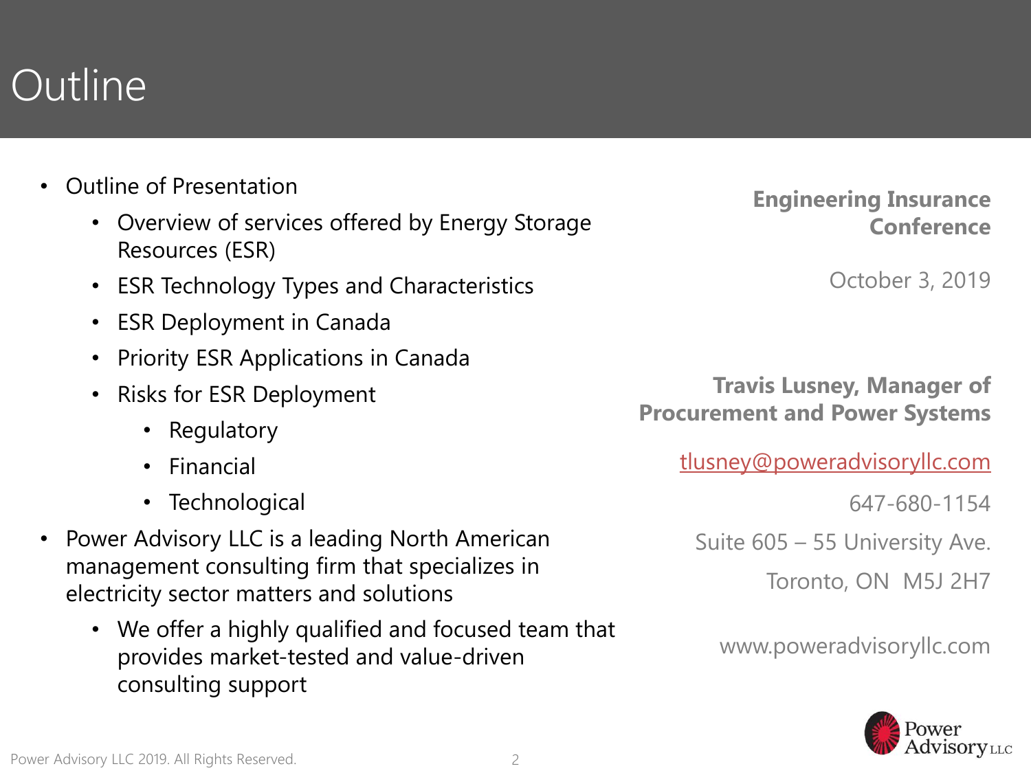# Outline

- Outline of Presentation
  - Overview of services offered by Energy Storage Resources (ESR)
  - ESR Technology Types and Characteristics
  - ESR Deployment in Canada
  - Priority ESR Applications in Canada
  - Risks for ESR Deployment
    - Regulatory
    - Financial
    - Technological
- Power Advisory LLC is a leading North American management consulting firm that specializes in electricity sector matters and solutions
  - We offer a highly qualified and focused team that provides market-tested and value-driven consulting support

**Engineering Insurance Conference**

October 3, 2019

**Travis Lusney, Manager of Procurement and Power Systems**

tlusney@poweradvisoryllc.com

647-680-1154

Suite 605 – 55 University Ave.

Toronto, ON  M5J 2H7

www.poweradvisoryllc.com

Power Advisory LLC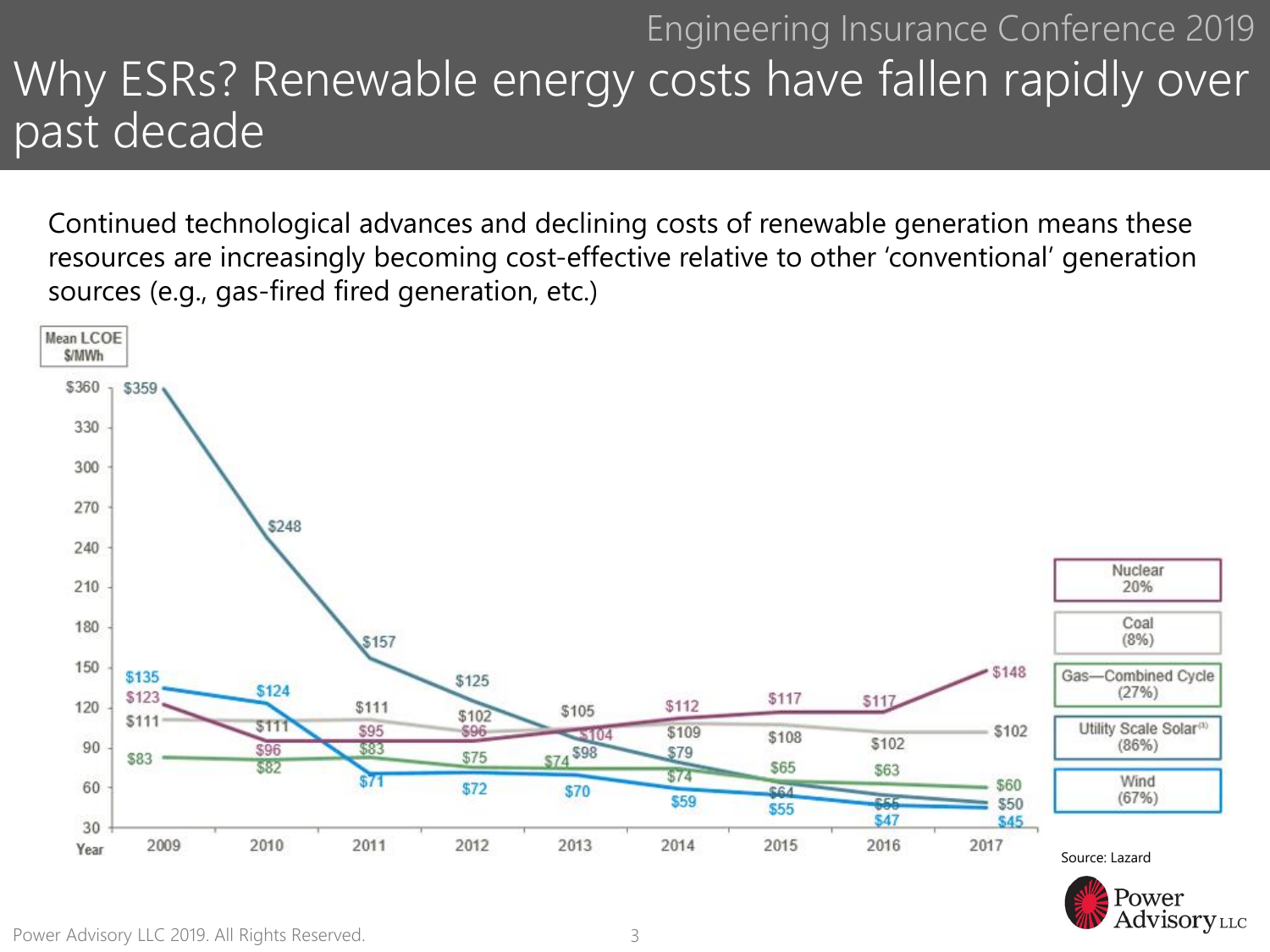# Why ESRs? Renewable energy costs have fallen rapidly over past decade

Continued technological advances and declining costs of renewable generation means these resources are increasingly becoming cost-effective relative to other 'conventional' generation sources (e.g., gas-fired fired generation, etc.)

Mean LCOE $/MWh

| Year | Nuclear (20%) | Coal (8%) | Gas—Combined Cycle (27%) | Utility Scale Solar[3] (86%) | Wind (67%) |
|---|---|---|---|---|---|
| 2009 | $123 | $111 | $83 | $359 | $135 |
| 2010 | $96 | $111 | $82 | $248 | $124 |
| 2011 | $95 | $111 | $83 | $157 | $71 |
| 2012 | $96 | $102 | $75 | $125 | $72 |
| 2013 | $104 | $105 | $74 | $98 | $70 |
| 2014 | $112 | $109 | $74 | $79 | $59 |
| 2015 | $117 | $108 | $65 | $64 | $55 |
| 2016 | $117 | $102 | $63 | $55 | $47 |
| 2017 | $148 | $102 | $60 | $50 | $45 |

Source: Lazard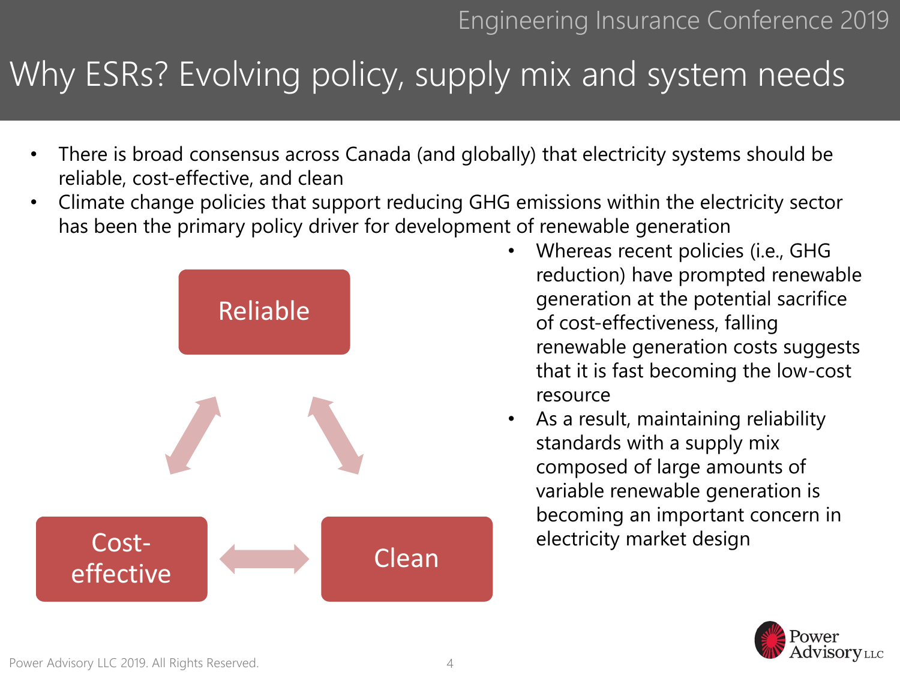# Why ESRs? Evolving policy, supply mix and system needs

- There is broad consensus across Canada (and globally) that electricity systems should be reliable, cost-effective, and clean
- Climate change policies that support reducing GHG emissions within the electricity sector has been the primary policy driver for development of renewable generation

Reliable

Cost-effective

Clean

- Whereas recent policies (i.e., GHG reduction) have prompted renewable generation at the potential sacrifice of cost-effectiveness, falling renewable generation costs suggests that it is fast becoming the low-cost resource
- As a result, maintaining reliability standards with a supply mix composed of large amounts of variable renewable generation is becoming an important concern in electricity market design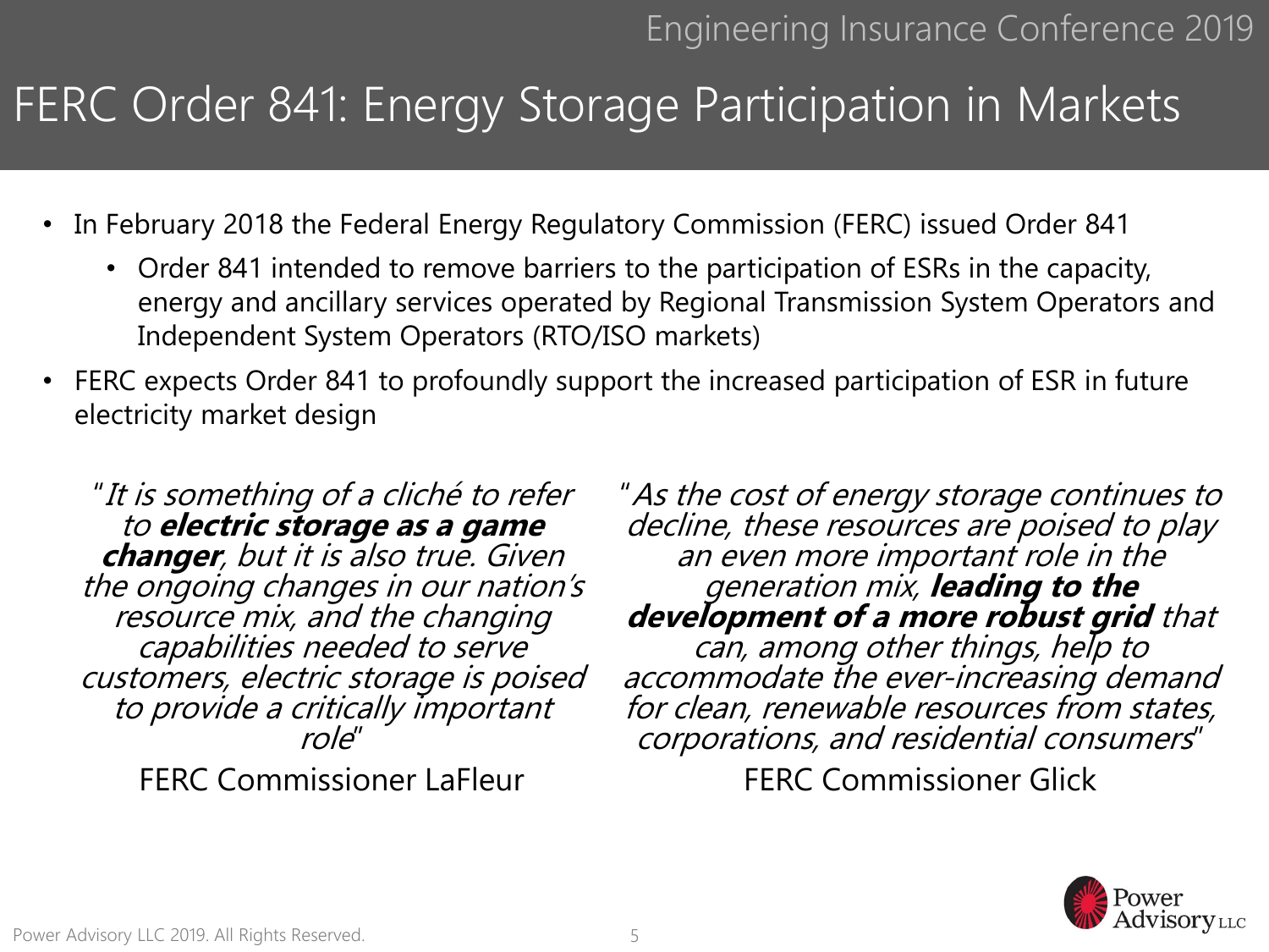# FERC Order 841: Energy Storage Participation in Markets

- In February 2018 the Federal Energy Regulatory Commission (FERC) issued Order 841
  - Order 841 intended to remove barriers to the participation of ESRs in the capacity, energy and ancillary services operated by Regional Transmission System Operators and Independent System Operators (RTO/ISO markets)
- FERC expects Order 841 to profoundly support the increased participation of ESR in future electricity market design

*"It is something of a cliché to refer to **electric storage as a game changer**, but it is also true. Given the ongoing changes in our nation's resource mix, and the changing capabilities needed to serve customers, electric storage is poised to provide a critically important role"*

FERC Commissioner LaFleur

*"As the cost of energy storage continues to decline, these resources are poised to play an even more important role in the generation mix, **leading to the development of a more robust grid** that can, among other things, help to accommodate the ever-increasing demand for clean, renewable resources from states, corporations, and residential consumers"*

FERC Commissioner Glick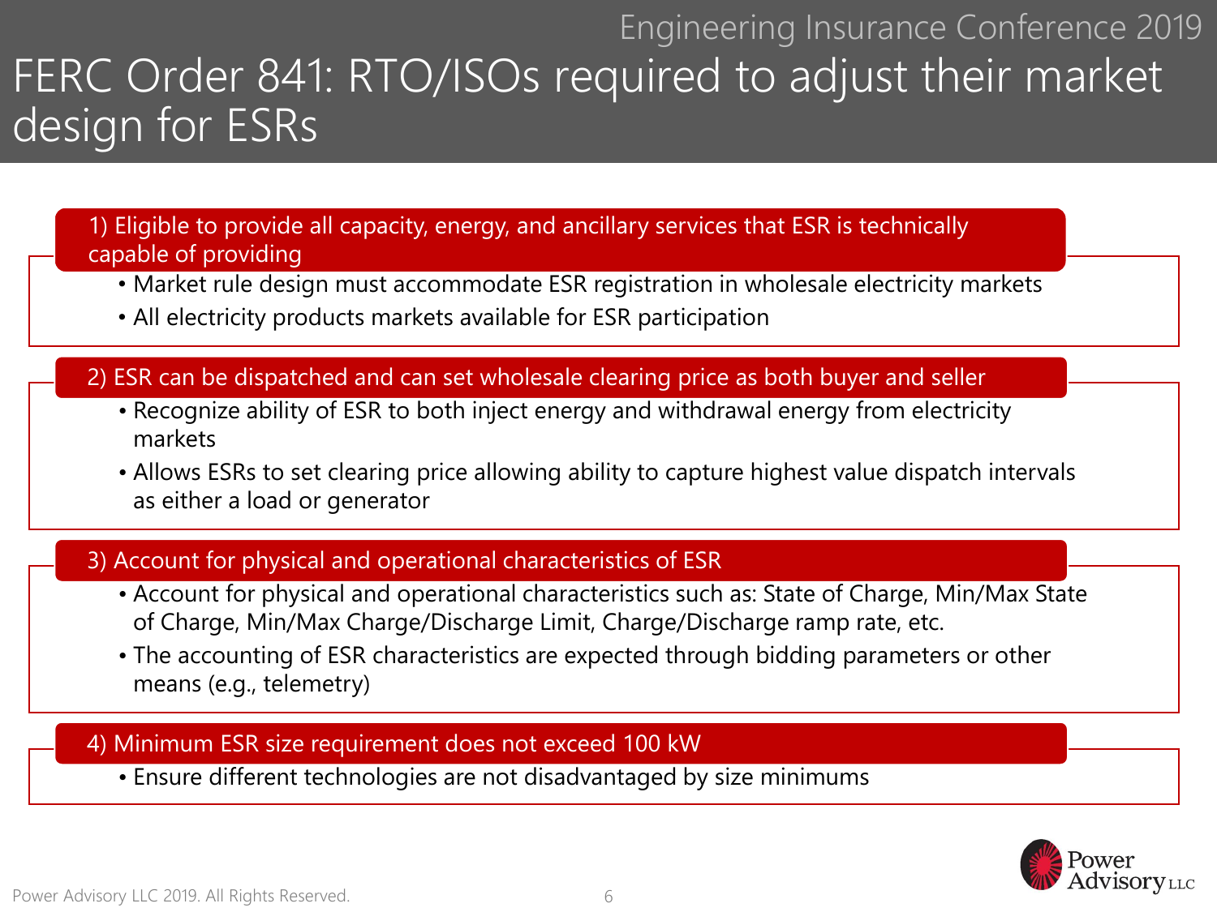# FERC Order 841: RTO/ISOs required to adjust their market design for ESRs

### 1) Eligible to provide all capacity, energy, and ancillary services that ESR is technically capable of providing

- Market rule design must accommodate ESR registration in wholesale electricity markets
- All electricity products markets available for ESR participation

### 2) ESR can be dispatched and can set wholesale clearing price as both buyer and seller

- Recognize ability of ESR to both inject energy and withdrawal energy from electricity markets
- Allows ESRs to set clearing price allowing ability to capture highest value dispatch intervals as either a load or generator

### 3) Account for physical and operational characteristics of ESR

- Account for physical and operational characteristics such as: State of Charge, Min/Max State of Charge, Min/Max Charge/Discharge Limit, Charge/Discharge ramp rate, etc.
- The accounting of ESR characteristics are expected through bidding parameters or other means (e.g., telemetry)

### 4) Minimum ESR size requirement does not exceed 100 kW

- Ensure different technologies are not disadvantaged by size minimums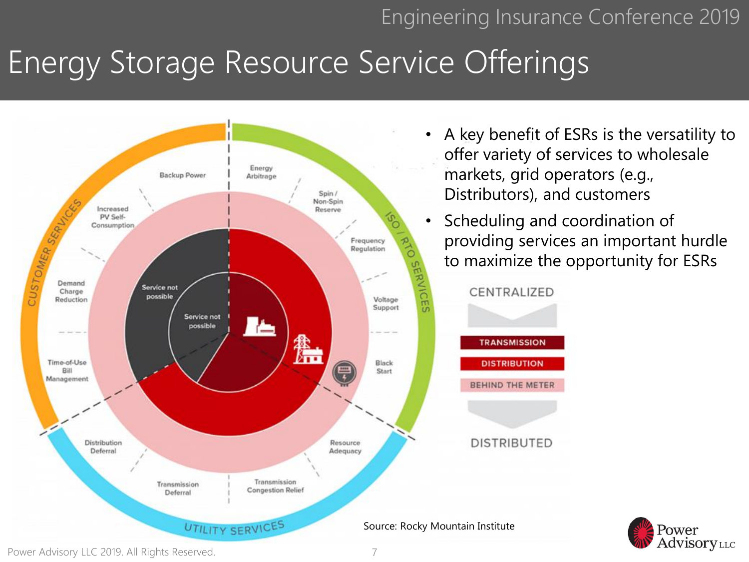# Energy Storage Resource Service Offerings

- A key benefit of ESRs is the versatility to offer variety of services to wholesale markets, grid operators (e.g., Distributors), and customers
- Scheduling and coordination of providing services an important hurdle to maximize the opportunity for ESRs

CUSTOMER SERVICES: Backup Power, Increased PV Self-Consumption, Demand Charge Reduction, Time-of-Use Bill Management

ISO / RTO SERVICES: Energy Arbitrage, Spin / Non-Spin Reserve, Frequency Regulation, Voltage Support, Black Start

UTILITY SERVICES: Resource Adequacy, Transmission Congestion Relief, Transmission Deferral, Distribution Deferral

Service not possible

Service not possible

CENTRALIZED

TRANSMISSION

DISTRIBUTION

BEHIND THE METER

DISTRIBUTED

Source: Rocky Mountain Institute

Power Advisory LLC 2019. All Rights Reserved.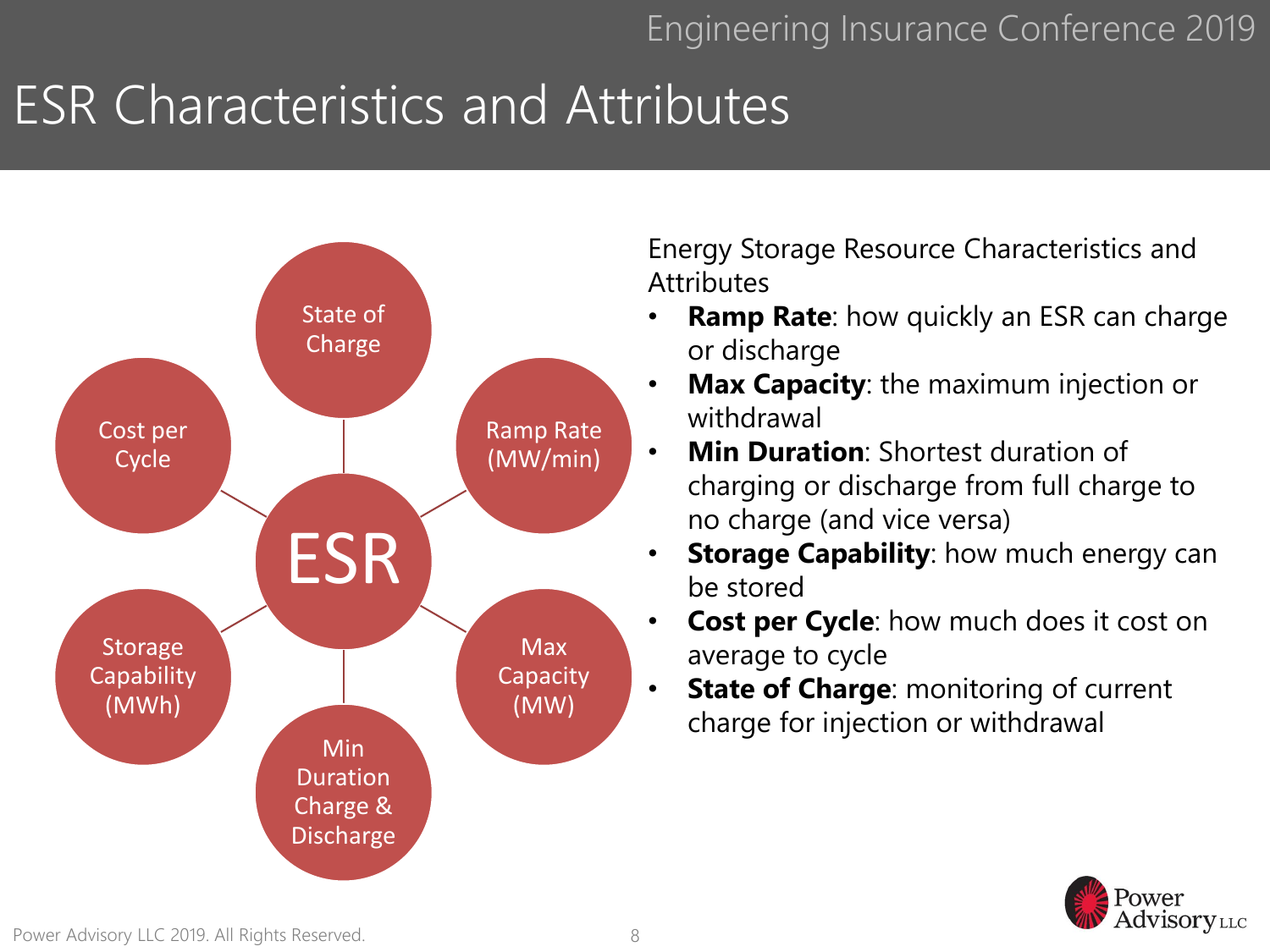# ESR Characteristics and Attributes

- ESR
  - State of Charge
  - Ramp Rate (MW/min)
  - Max Capacity (MW)
  - Min Duration Charge & Discharge
  - Storage Capability (MWh)
  - Cost per Cycle

Energy Storage Resource Characteristics and Attributes

- **Ramp Rate**: how quickly an ESR can charge or discharge
- **Max Capacity**: the maximum injection or withdrawal
- **Min Duration**: Shortest duration of charging or discharge from full charge to no charge (and vice versa)
- **Storage Capability**: how much energy can be stored
- **Cost per Cycle**: how much does it cost on average to cycle
- **State of Charge**: monitoring of current charge for injection or withdrawal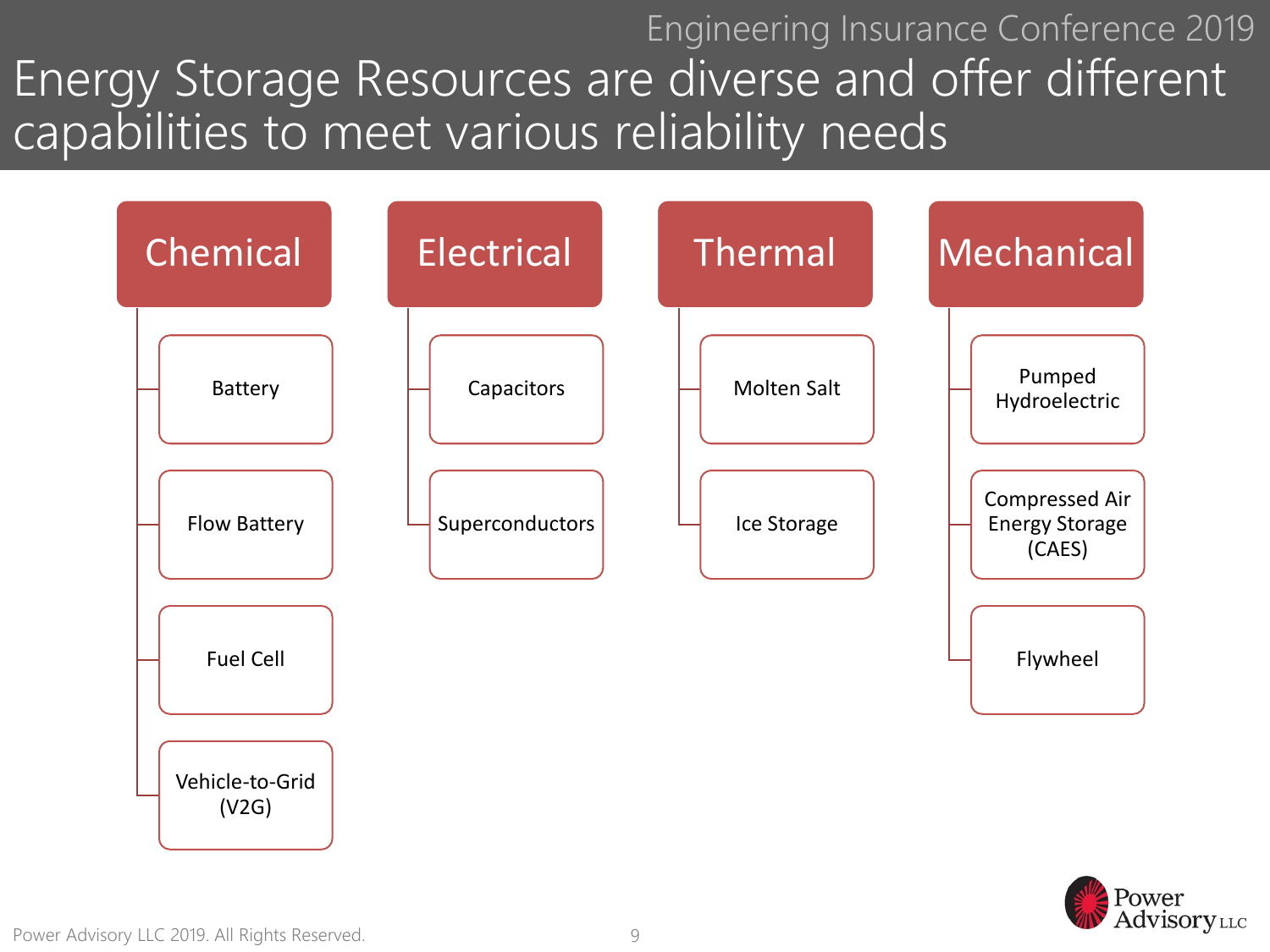# Energy Storage Resources are diverse and offer different capabilities to meet various reliability needs

## Chemical
- Battery
- Flow Battery
- Fuel Cell
- Vehicle-to-Grid (V2G)

## Electrical
- Capacitors
- Superconductors

## Thermal
- Molten Salt
- Ice Storage

## Mechanical
- Pumped Hydroelectric
- Compressed Air Energy Storage (CAES)
- Flywheel

Power Advisory LLC 2019. All Rights Reserved.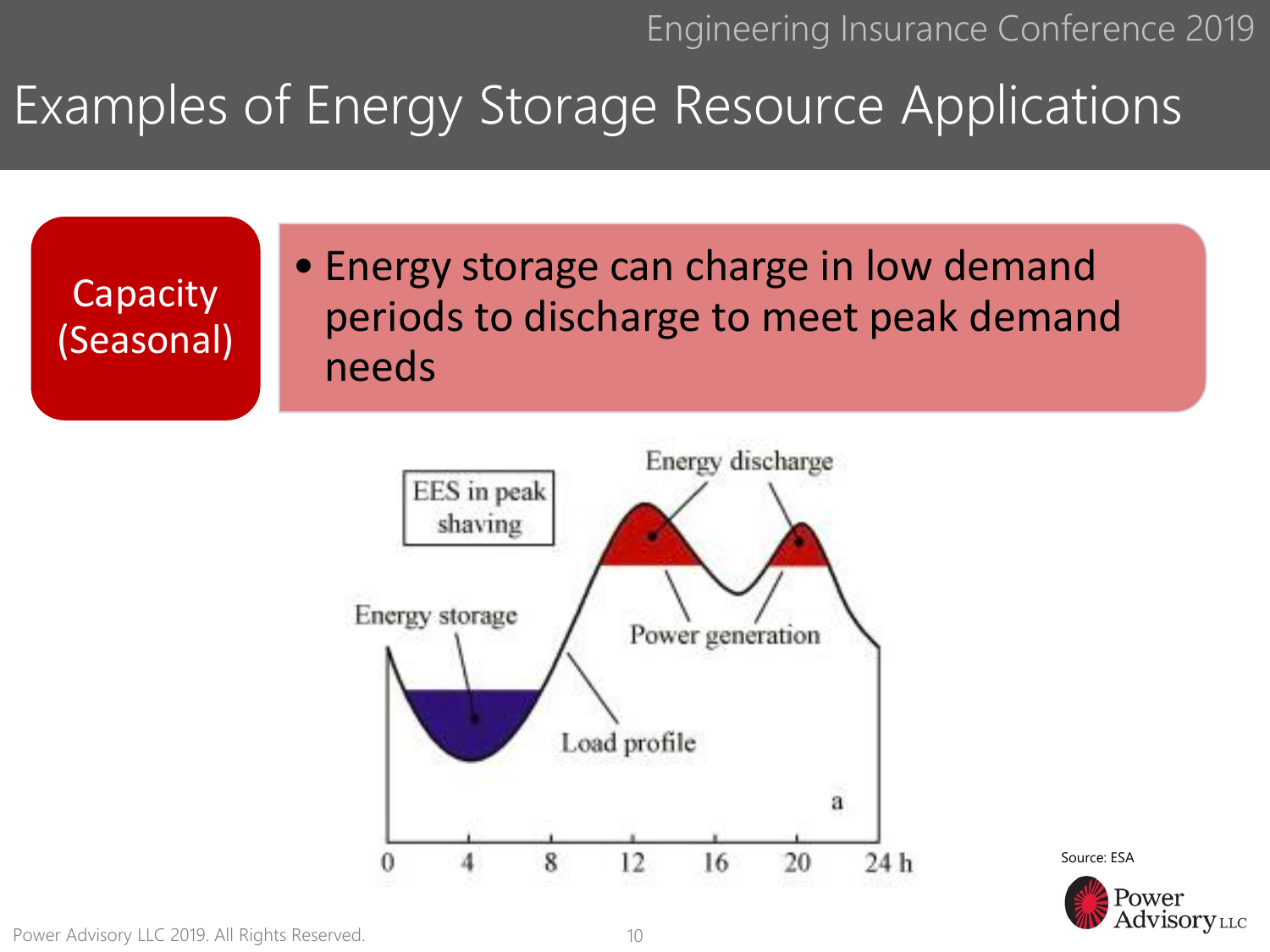# Examples of Energy Storage Resource Applications

**Capacity (Seasonal)**

- Energy storage can charge in low demand periods to discharge to meet peak demand needs

EES in peak shaving

Energy discharge

Energy storage

Power generation

Load profile

a

0 4 8 12 16 20 24 h

Source: ESA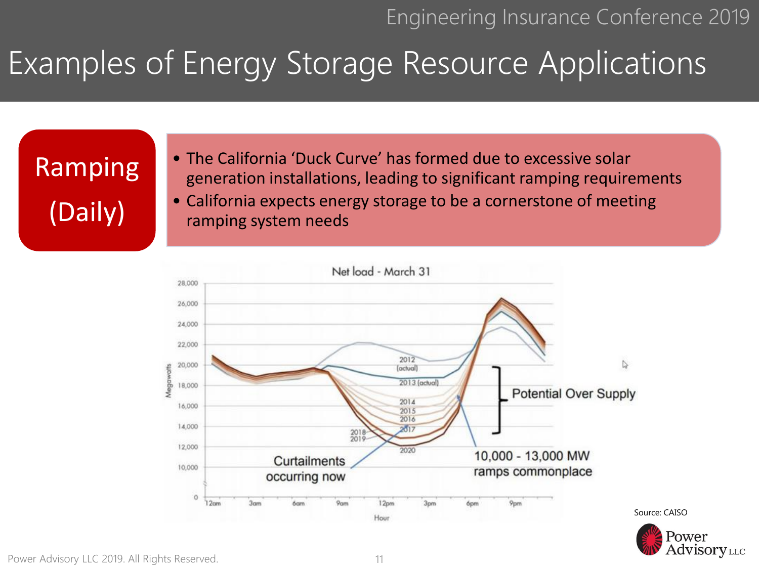# Examples of Energy Storage Resource Applications

**Ramping (Daily)**

- The California 'Duck Curve' has formed due to excessive solar generation installations, leading to significant ramping requirements
- California expects energy storage to be a cornerstone of meeting ramping system needs

Net load - March 31

Potential Over Supply

Curtailments occurring now

10,000 - 13,000 MW ramps commonplace

Source: CAISO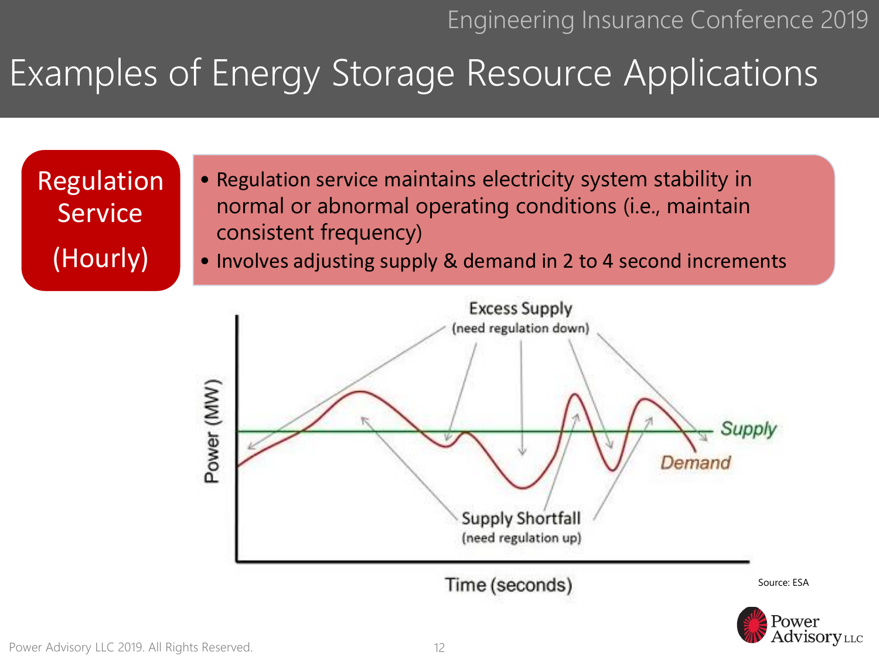# Examples of Energy Storage Resource Applications

**Regulation Service (Hourly)**

- Regulation service maintains electricity system stability in normal or abnormal operating conditions (i.e., maintain consistent frequency)
- Involves adjusting supply & demand in 2 to 4 second increments

Excess Supply (need regulation down)

Supply

Demand

Supply Shortfall (need regulation up)

Power (MW)

Time (seconds)

Source: ESA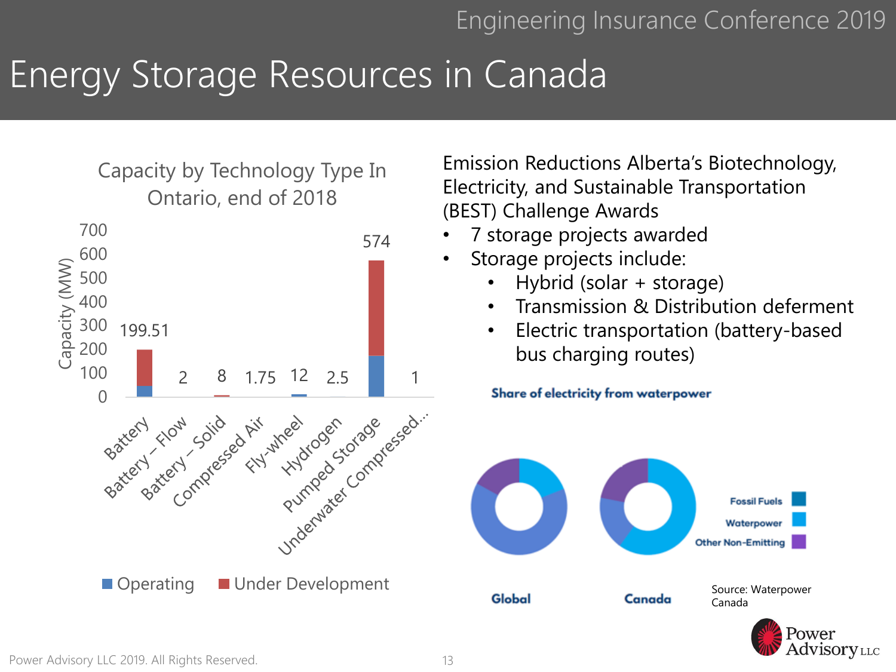# Energy Storage Resources in Canada

**Capacity by Technology Type In Ontario, end of 2018**

| Technology | Capacity (MW) |
| --- | --- |
| Battery | 199.51 |
| Battery – Flow | 2 |
| Battery – Solid | 8 |
| Compressed Air | 1.75 |
| Fly-wheel | 12 |
| Hydrogen | 2.5 |
| Pumped Storage | 574 |
| Underwater Compressed... | 1 |

Operating / Under Development

Emission Reductions Alberta's Biotechnology, Electricity, and Sustainable Transportation (BEST) Challenge Awards

- 7 storage projects awarded
- Storage projects include:
  - Hybrid (solar + storage)
  - Transmission & Distribution deferment
  - Electric transportation (battery-based bus charging routes)

**Share of electricity from waterpower**

Global | Canada

Fossil Fuels / Waterpower / Other Non-Emitting

Source: Waterpower Canada

Power Advisory LLC 2019. All Rights Reserved.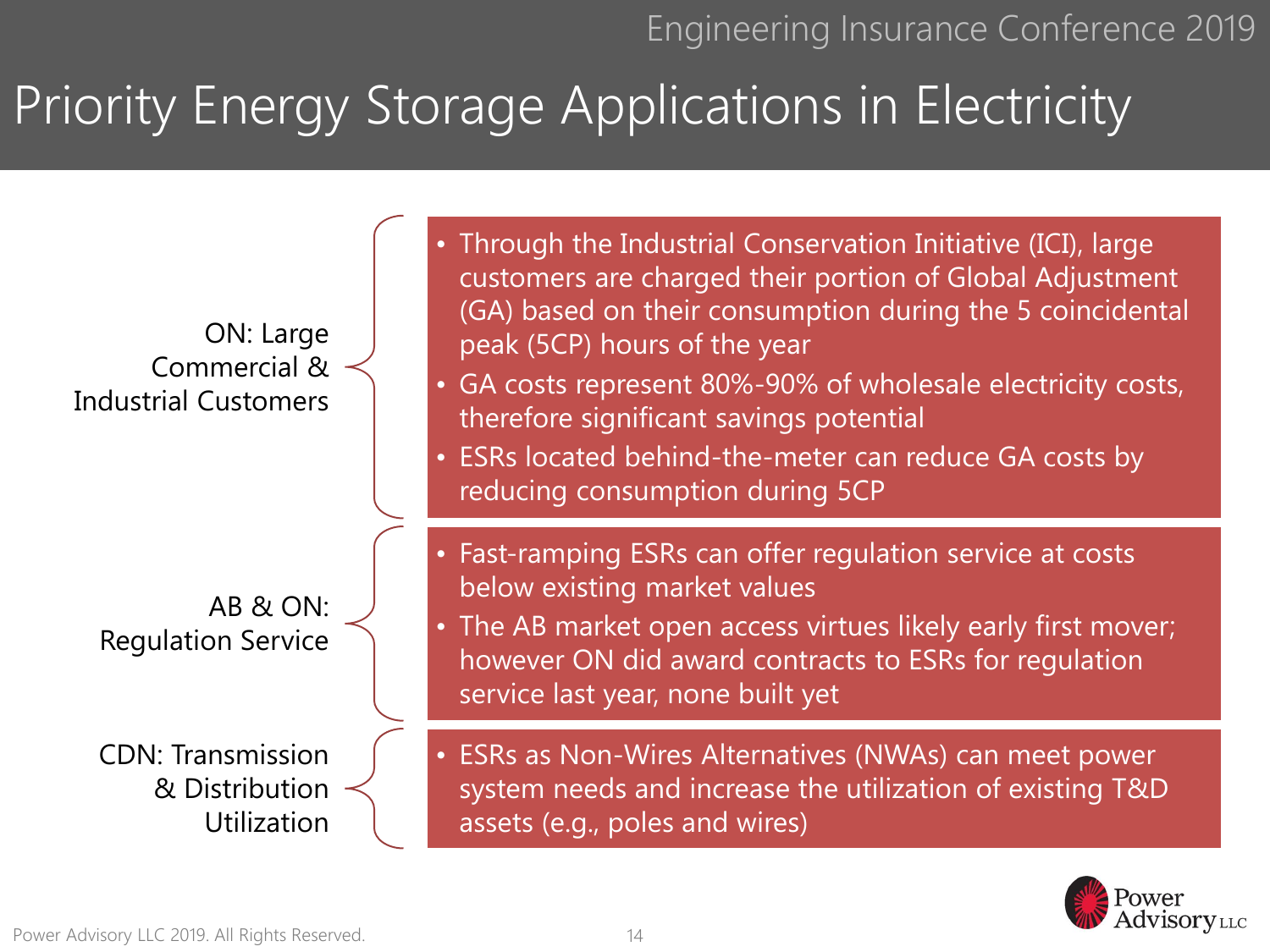# Priority Energy Storage Applications in Electricity

## ON: Large Commercial & Industrial Customers

- Through the Industrial Conservation Initiative (ICI), large customers are charged their portion of Global Adjustment (GA) based on their consumption during the 5 coincidental peak (5CP) hours of the year
- GA costs represent 80%-90% of wholesale electricity costs, therefore significant savings potential
- ESRs located behind-the-meter can reduce GA costs by reducing consumption during 5CP

## AB & ON: Regulation Service

- Fast-ramping ESRs can offer regulation service at costs below existing market values
- The AB market open access virtues likely early first mover; however ON did award contracts to ESRs for regulation service last year, none built yet

## CDN: Transmission & Distribution Utilization

- ESRs as Non-Wires Alternatives (NWAs) can meet power system needs and increase the utilization of existing T&D assets (e.g., poles and wires)

Power Advisory LLC 2019. All Rights Reserved.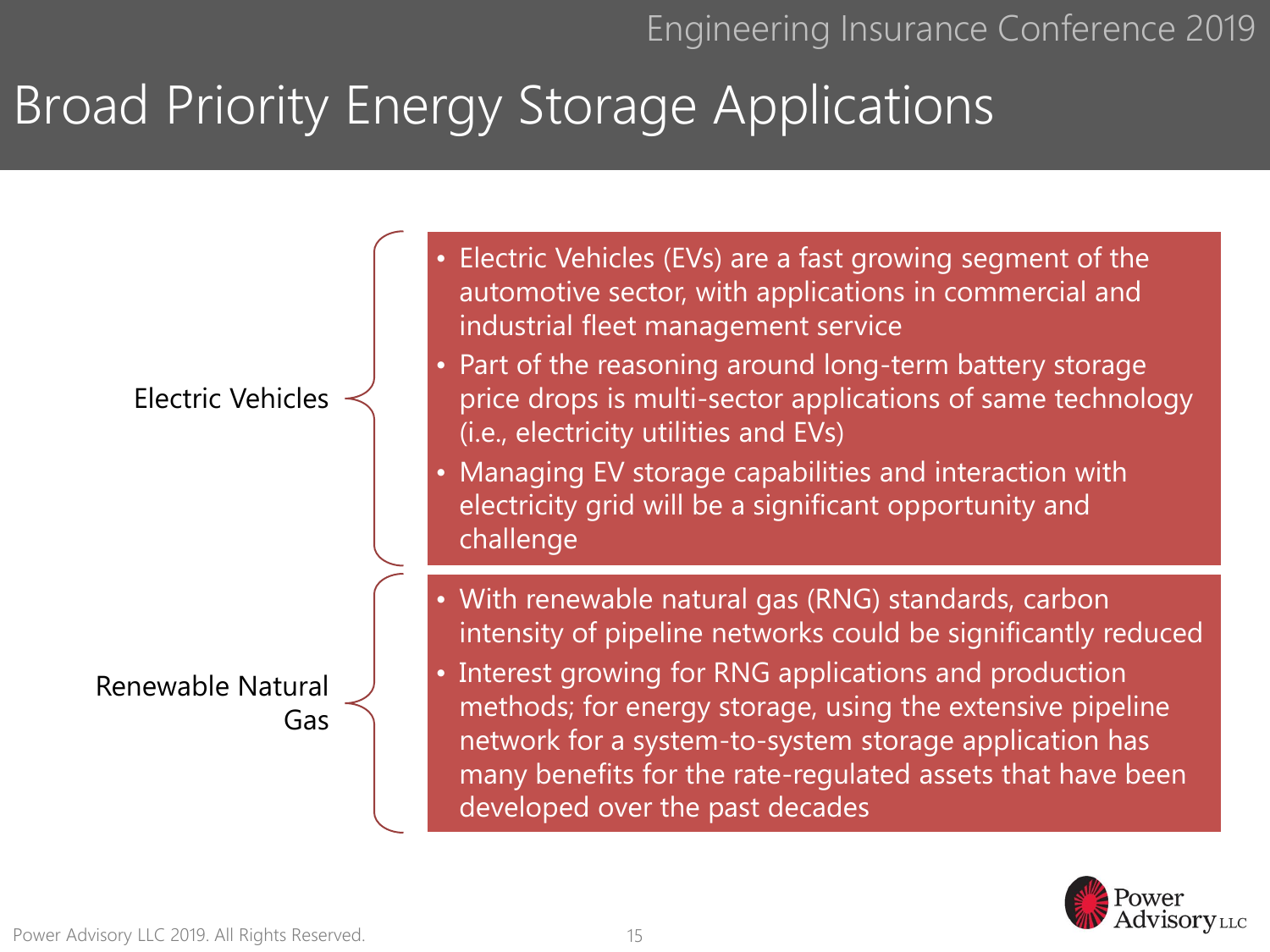# Broad Priority Energy Storage Applications

## Electric Vehicles

- Electric Vehicles (EVs) are a fast growing segment of the automotive sector, with applications in commercial and industrial fleet management service
- Part of the reasoning around long-term battery storage price drops is multi-sector applications of same technology (i.e., electricity utilities and EVs)
- Managing EV storage capabilities and interaction with electricity grid will be a significant opportunity and challenge

## Renewable Natural Gas

- With renewable natural gas (RNG) standards, carbon intensity of pipeline networks could be significantly reduced
- Interest growing for RNG applications and production methods; for energy storage, using the extensive pipeline network for a system-to-system storage application has many benefits for the rate-regulated assets that have been developed over the past decades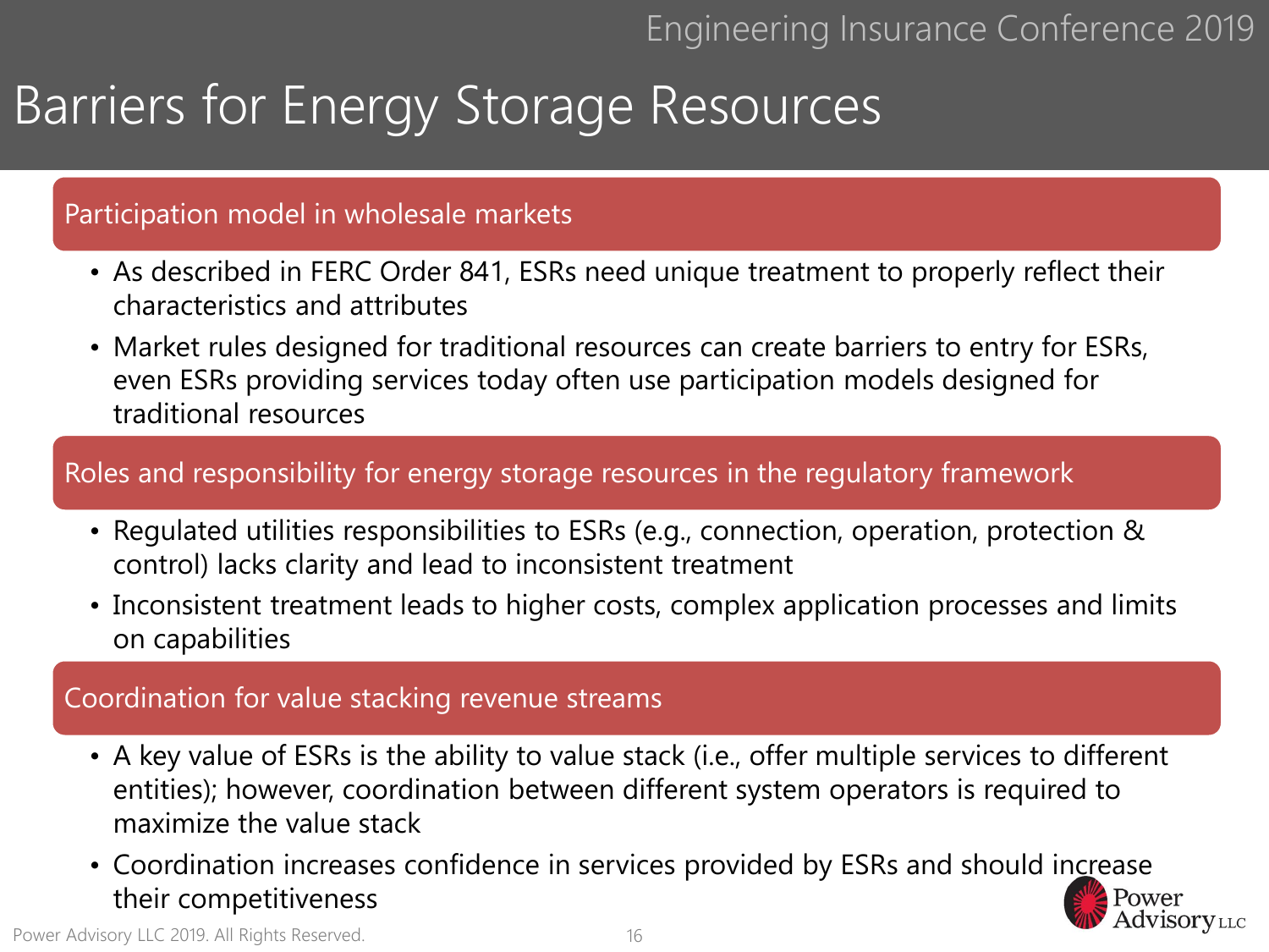# Barriers for Energy Storage Resources

## Participation model in wholesale markets

- As described in FERC Order 841, ESRs need unique treatment to properly reflect their characteristics and attributes
- Market rules designed for traditional resources can create barriers to entry for ESRs, even ESRs providing services today often use participation models designed for traditional resources

## Roles and responsibility for energy storage resources in the regulatory framework

- Regulated utilities responsibilities to ESRs (e.g., connection, operation, protection & control) lacks clarity and lead to inconsistent treatment
- Inconsistent treatment leads to higher costs, complex application processes and limits on capabilities

## Coordination for value stacking revenue streams

- A key value of ESRs is the ability to value stack (i.e., offer multiple services to different entities); however, coordination between different system operators is required to maximize the value stack
- Coordination increases confidence in services provided by ESRs and should increase their competitiveness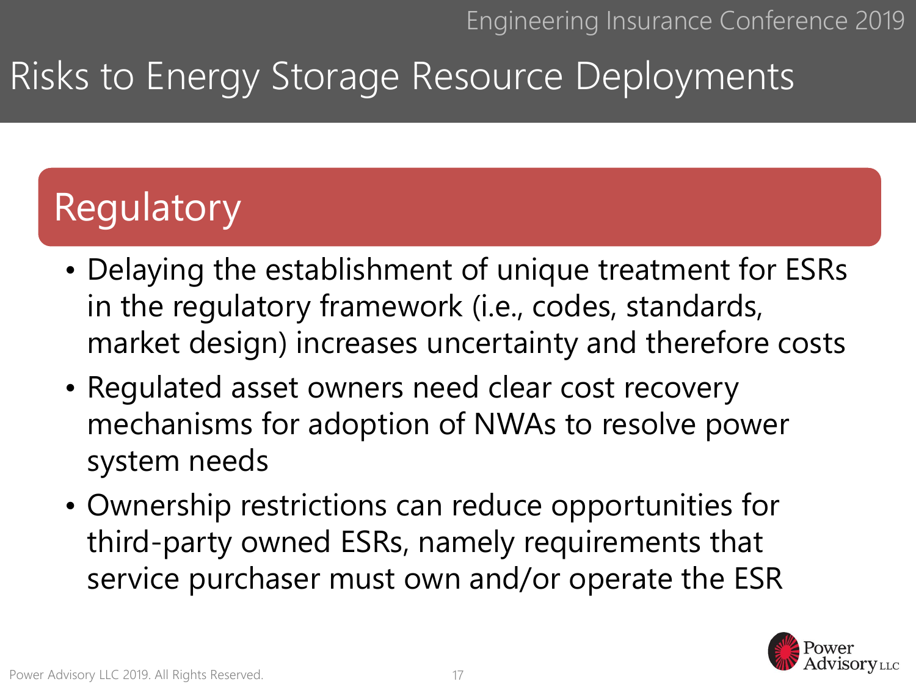# Risks to Energy Storage Resource Deployments

## Regulatory

- Delaying the establishment of unique treatment for ESRs in the regulatory framework (i.e., codes, standards, market design) increases uncertainty and therefore costs
- Regulated asset owners need clear cost recovery mechanisms for adoption of NWAs to resolve power system needs
- Ownership restrictions can reduce opportunities for third-party owned ESRs, namely requirements that service purchaser must own and/or operate the ESR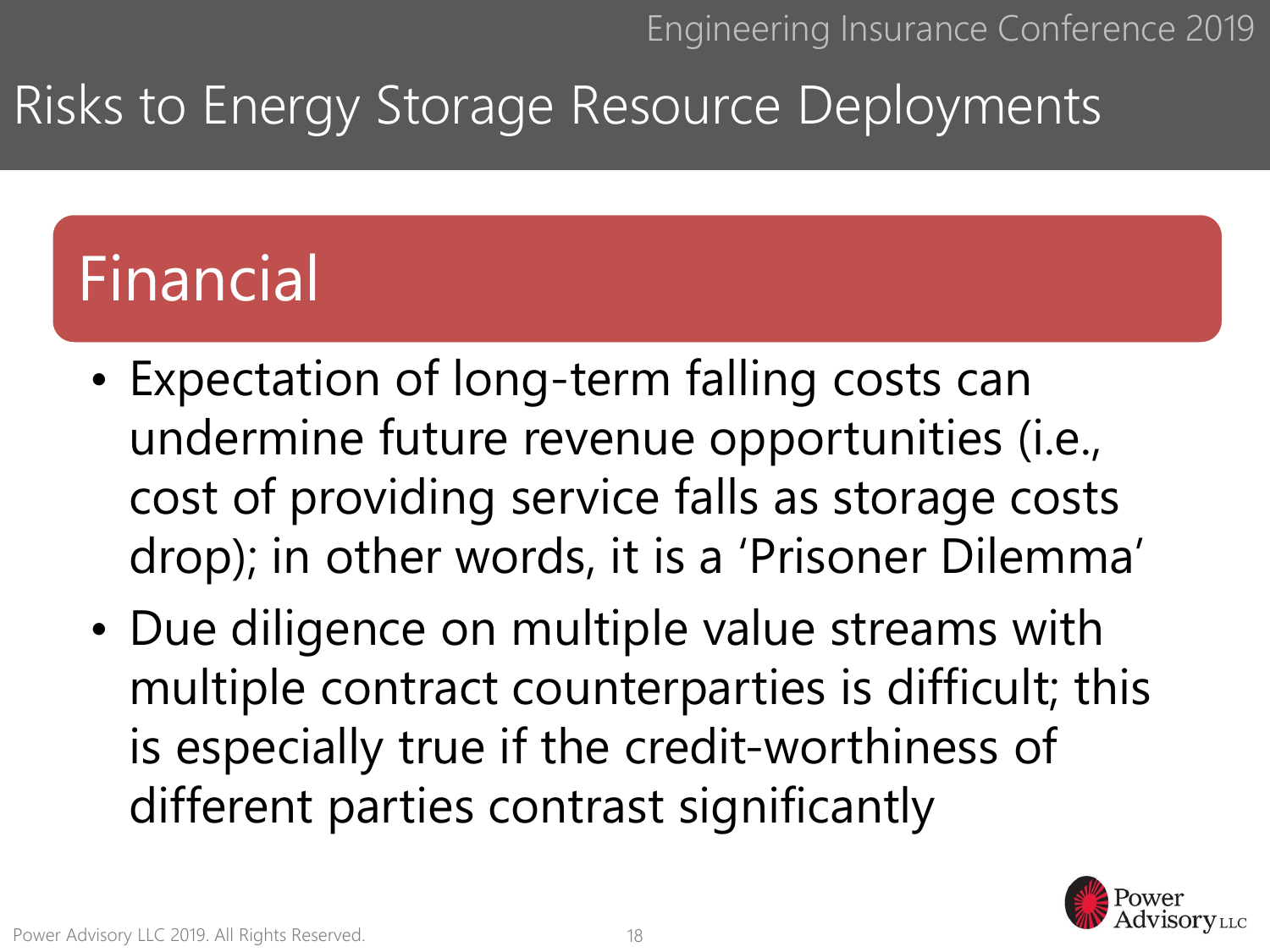# Risks to Energy Storage Resource Deployments

## Financial

- Expectation of long-term falling costs can undermine future revenue opportunities (i.e., cost of providing service falls as storage costs drop); in other words, it is a 'Prisoner Dilemma'
- Due diligence on multiple value streams with multiple contract counterparties is difficult; this is especially true if the credit-worthiness of different parties contrast significantly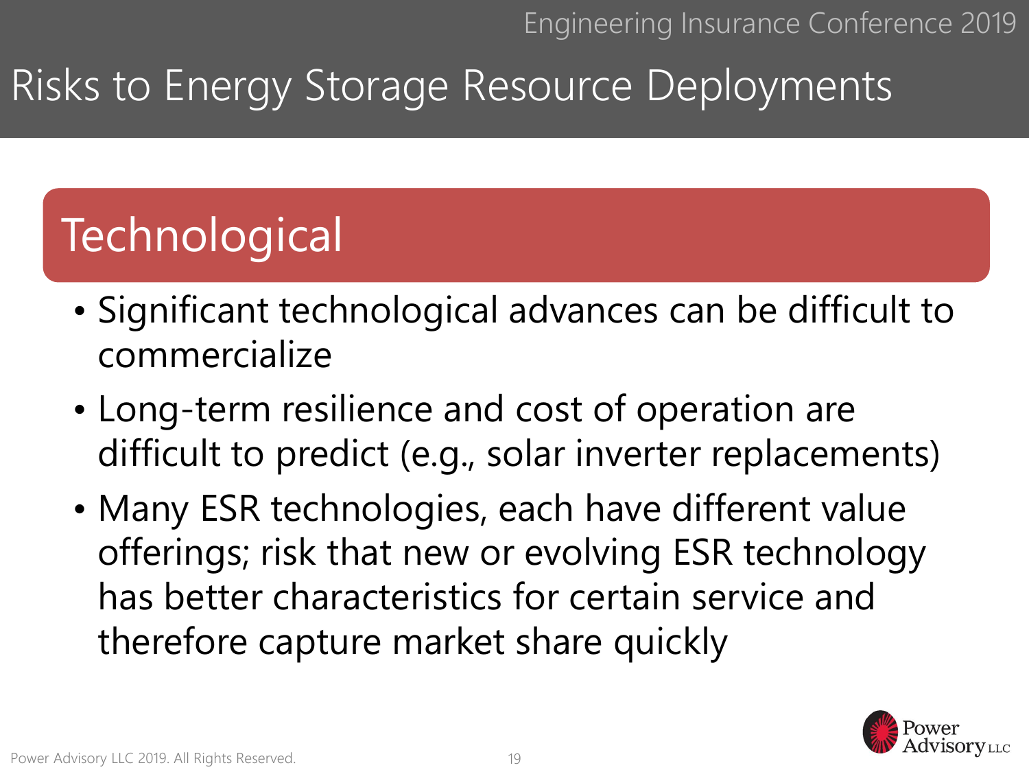# Risks to Energy Storage Resource Deployments

## Technological

- Significant technological advances can be difficult to commercialize
- Long-term resilience and cost of operation are difficult to predict (e.g., solar inverter replacements)
- Many ESR technologies, each have different value offerings; risk that new or evolving ESR technology has better characteristics for certain service and therefore capture market share quickly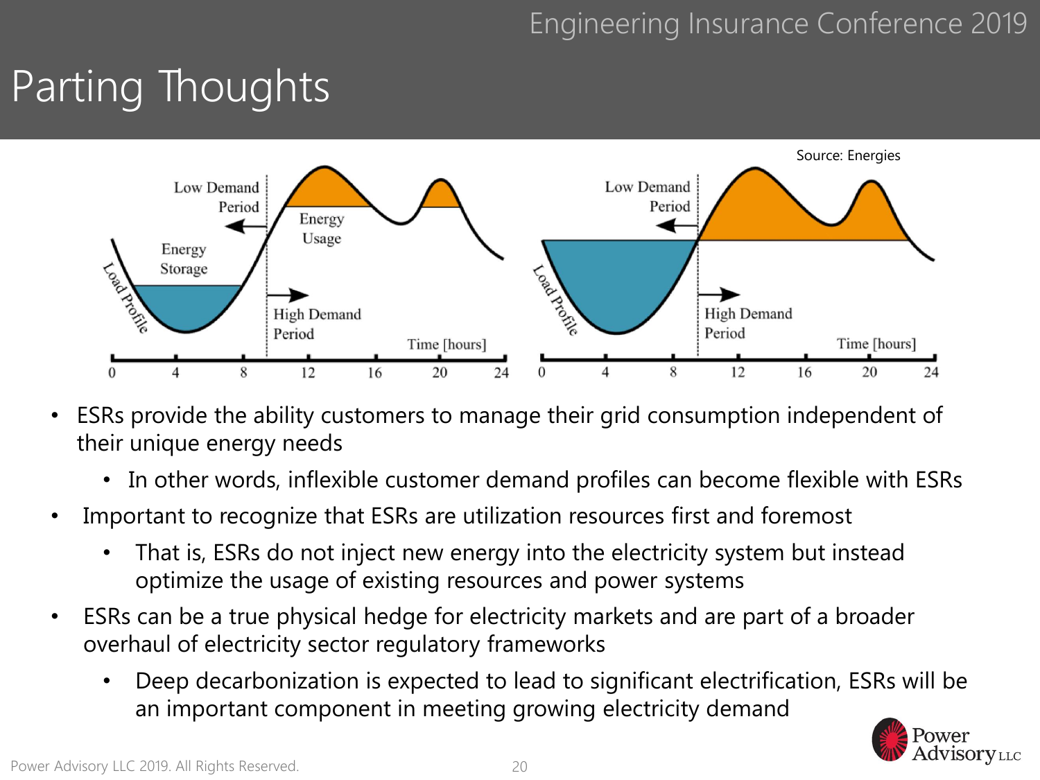# Parting Thoughts

Source: Energies

- ESRs provide the ability customers to manage their grid consumption independent of their unique energy needs
  - In other words, inflexible customer demand profiles can become flexible with ESRs
- Important to recognize that ESRs are utilization resources first and foremost
  - That is, ESRs do not inject new energy into the electricity system but instead optimize the usage of existing resources and power systems
- ESRs can be a true physical hedge for electricity markets and are part of a broader overhaul of electricity sector regulatory frameworks
  - Deep decarbonization is expected to lead to significant electrification, ESRs will be an important component in meeting growing electricity demand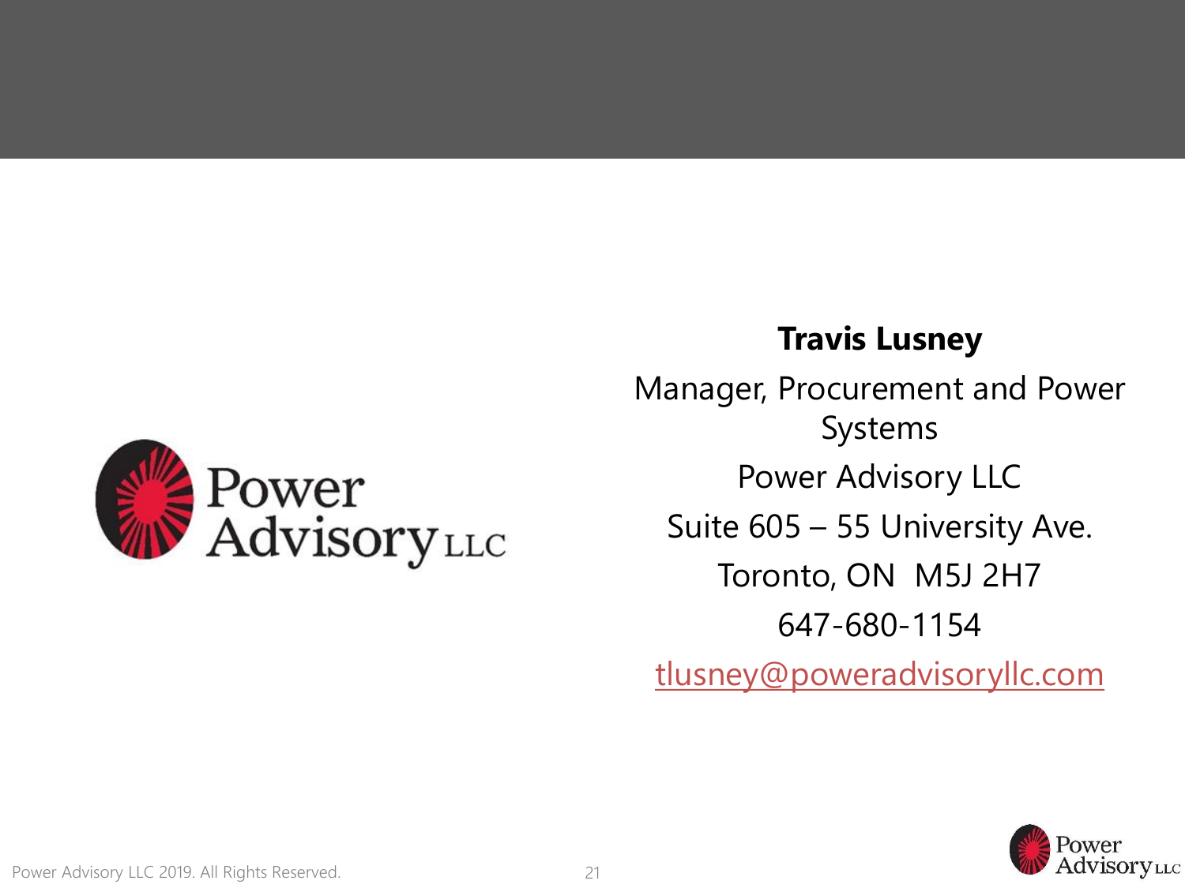**Travis Lusney**

Manager, Procurement and Power Systems

Power Advisory LLC

Suite 605 – 55 University Ave.

Toronto, ON  M5J 2H7

647-680-1154

tlusney@poweradvisoryllc.com